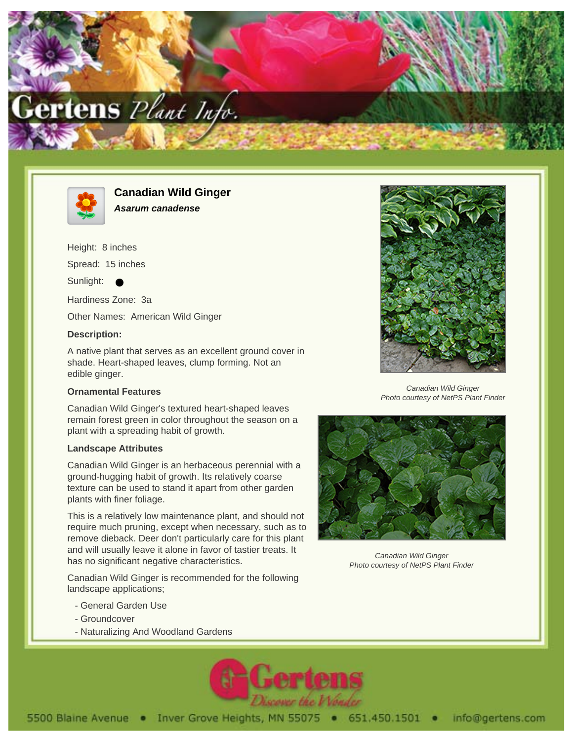# Canadian Wild Ginger

***Asarum canadense***

Height: 8 inches

Spread: 15 inches

Sunlight: ●

Hardiness Zone: 3a

Other Names: American Wild Ginger

### Description:

A native plant that serves as an excellent ground cover in shade. Heart-shaped leaves, clump forming. Not an edible ginger.

### Ornamental Features

Canadian Wild Ginger's textured heart-shaped leaves remain forest green in color throughout the season on a plant with a spreading habit of growth.

### Landscape Attributes

Canadian Wild Ginger is an herbaceous perennial with a ground-hugging habit of growth. Its relatively coarse texture can be used to stand it apart from other garden plants with finer foliage.

This is a relatively low maintenance plant, and should not require much pruning, except when necessary, such as to remove dieback. Deer don't particularly care for this plant and will usually leave it alone in favor of tastier treats. It has no significant negative characteristics.

Canadian Wild Ginger is recommended for the following landscape applications;

- General Garden Use
- Groundcover
- Naturalizing And Woodland Gardens

*Canadian Wild Ginger*
*Photo courtesy of NetPS Plant Finder*

*Canadian Wild Ginger*
*Photo courtesy of NetPS Plant Finder*

5500 Blaine Avenue • Inver Grove Heights, MN 55075 • 651.450.1501 • info@gertens.com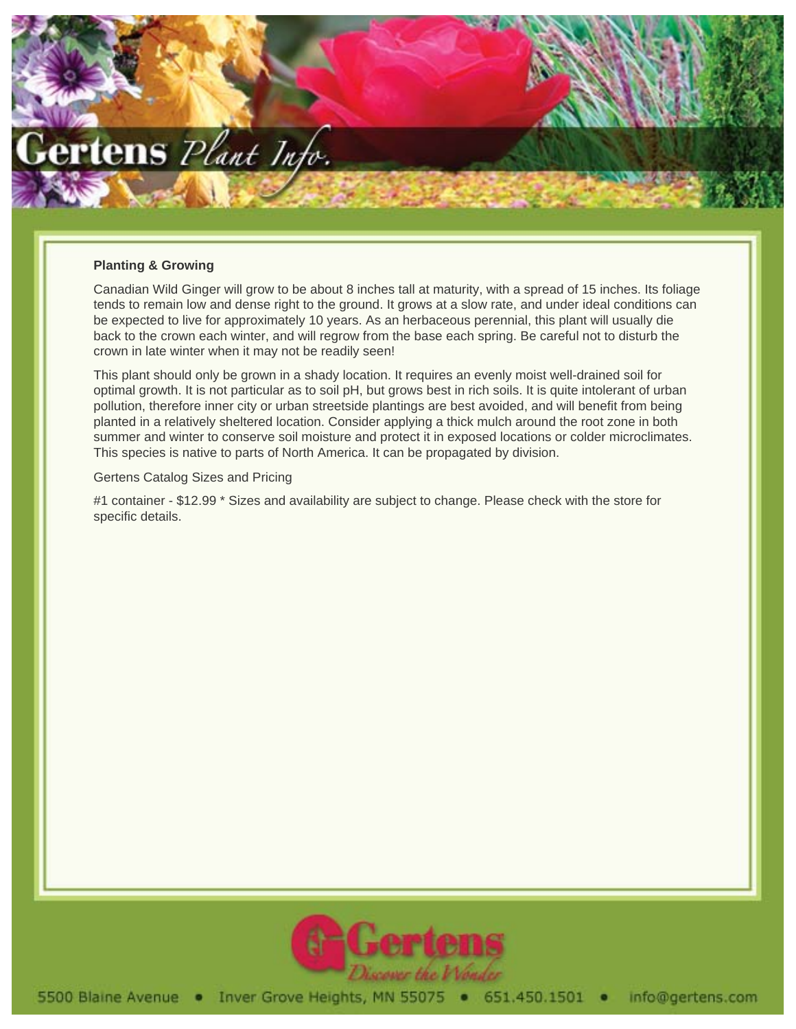### Planting & Growing

Canadian Wild Ginger will grow to be about 8 inches tall at maturity, with a spread of 15 inches. Its foliage tends to remain low and dense right to the ground. It grows at a slow rate, and under ideal conditions can be expected to live for approximately 10 years. As an herbaceous perennial, this plant will usually die back to the crown each winter, and will regrow from the base each spring. Be careful not to disturb the crown in late winter when it may not be readily seen!

This plant should only be grown in a shady location. It requires an evenly moist well-drained soil for optimal growth. It is not particular as to soil pH, but grows best in rich soils. It is quite intolerant of urban pollution, therefore inner city or urban streetside plantings are best avoided, and will benefit from being planted in a relatively sheltered location. Consider applying a thick mulch around the root zone in both summer and winter to conserve soil moisture and protect it in exposed locations or colder microclimates. This species is native to parts of North America. It can be propagated by division.

Gertens Catalog Sizes and Pricing

#1 container - $12.99 * Sizes and availability are subject to change. Please check with the store for specific details.

5500 Blaine Avenue • Inver Grove Heights, MN 55075 • 651.450.1501 • info@gertens.com